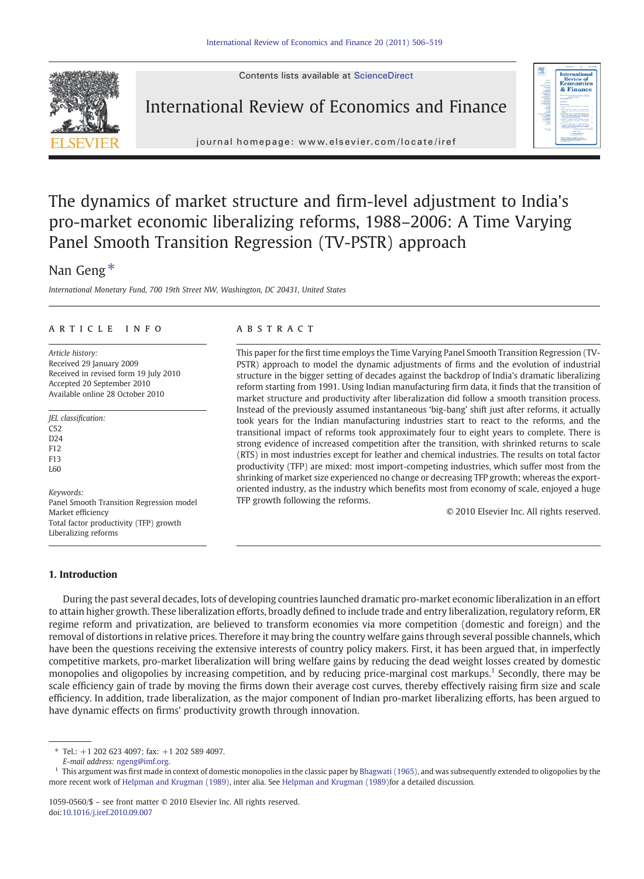# The dynamics of market structure and firm-level adjustment to India's pro-market economic liberalizing reforms, 1988–2006: A Time Varying Panel Smooth Transition Regression (TV-PSTR) approach

Nan Geng *

*International Monetary Fund, 700 19th Street NW, Washington, DC 20431, United States*

## ARTICLE INFO

*Article history:*
Received 29 January 2009
Received in revised form 19 July 2010
Accepted 20 September 2010
Available online 28 October 2010

*JEL classification:*
C52
D24
F12
F13
L60

*Keywords:*
Panel Smooth Transition Regression model
Market efficiency
Total factor productivity (TFP) growth
Liberalizing reforms

## ABSTRACT

This paper for the first time employs the Time Varying Panel Smooth Transition Regression (TV-PSTR) approach to model the dynamic adjustments of firms and the evolution of industrial structure in the bigger setting of decades against the backdrop of India's dramatic liberalizing reform starting from 1991. Using Indian manufacturing firm data, it finds that the transition of market structure and productivity after liberalization did follow a smooth transition process. Instead of the previously assumed instantaneous 'big-bang' shift just after reforms, it actually took years for the Indian manufacturing industries start to react to the reforms, and the transitional impact of reforms took approximately four to eight years to complete. There is strong evidence of increased competition after the transition, with shrinked returns to scale (RTS) in most industries except for leather and chemical industries. The results on total factor productivity (TFP) are mixed: most import-competing industries, which suffer most from the shrinking of market size experienced no change or decreasing TFP growth; whereas the export-oriented industry, as the industry which benefits most from economy of scale, enjoyed a huge TFP growth following the reforms.

© 2010 Elsevier Inc. All rights reserved.

## 1. Introduction

During the past several decades, lots of developing countries launched dramatic pro-market economic liberalization in an effort to attain higher growth. These liberalization efforts, broadly defined to include trade and entry liberalization, regulatory reform, ER regime reform and privatization, are believed to transform economies via more competition (domestic and foreign) and the removal of distortions in relative prices. Therefore it may bring the country welfare gains through several possible channels, which have been the questions receiving the extensive interests of country policy makers. First, it has been argued that, in imperfectly competitive markets, pro-market liberalization will bring welfare gains by reducing the dead weight losses created by domestic monopolies and oligopolies by increasing competition, and by reducing price-marginal cost markups.[1] Secondly, there may be scale efficiency gain of trade by moving the firms down their average cost curves, thereby effectively raising firm size and scale efficiency. In addition, trade liberalization, as the major component of Indian pro-market liberalizing efforts, has been argued to have dynamic effects on firms' productivity growth through innovation.

---

* Tel.: +1 202 623 4097; fax: +1 202 589 4097.
*E-mail address:* ngeng@imf.org.

[1] This argument was first made in context of domestic monopolies in the classic paper by Bhagwati (1965), and was subsequently extended to oligopolies by the more recent work of Helpman and Krugman (1989), inter alia. See Helpman and Krugman (1989)for a detailed discussion.

1059-0560/$ – see front matter © 2010 Elsevier Inc. All rights reserved.
doi:10.1016/j.iref.2010.09.007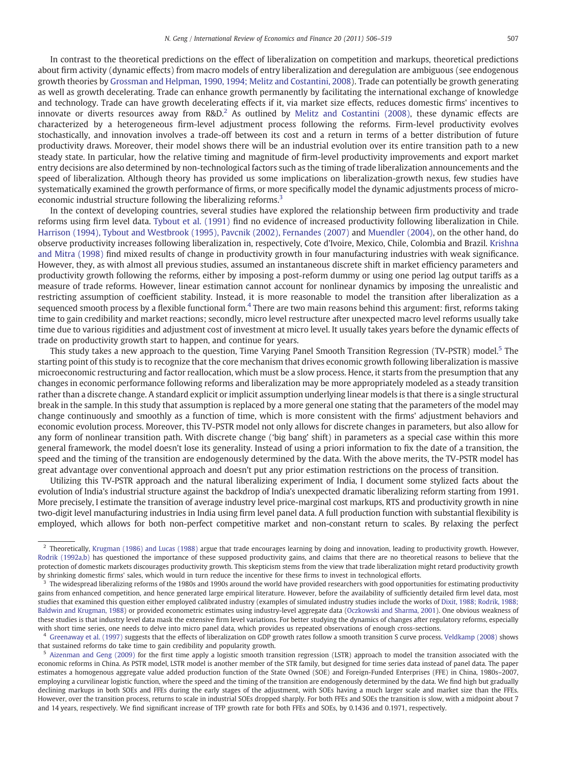In contrast to the theoretical predictions on the effect of liberalization on competition and markups, theoretical predictions about firm activity (dynamic effects) from macro models of entry liberalization and deregulation are ambiguous (see endogenous growth theories by Grossman and Helpman, 1990, 1994; Melitz and Costantini, 2008). Trade can potentially be growth generating as well as growth decelerating. Trade can enhance growth permanently by facilitating the international exchange of knowledge and technology. Trade can have growth decelerating effects if it, via market size effects, reduces domestic firms' incentives to innovate or diverts resources away from R&D.[2] As outlined by Melitz and Costantini (2008), these dynamic effects are characterized by a heterogeneous firm-level adjustment process following the reforms. Firm-level productivity evolves stochastically, and innovation involves a trade-off between its cost and a return in terms of a better distribution of future productivity draws. Moreover, their model shows there will be an industrial evolution over its entire transition path to a new steady state. In particular, how the relative timing and magnitude of firm-level productivity improvements and export market entry decisions are also determined by non-technological factors such as the timing of trade liberalization announcements and the speed of liberalization. Although theory has provided us some implications on liberalization-growth nexus, few studies have systematically examined the growth performance of firms, or more specifically model the dynamic adjustments process of micro-economic industrial structure following the liberalizing reforms.[3]

In the context of developing countries, several studies have explored the relationship between firm productivity and trade reforms using firm level data. Tybout et al. (1991) find no evidence of increased productivity following liberalization in Chile. Harrison (1994), Tybout and Westbrook (1995), Pavcnik (2002), Fernandes (2007) and Muendler (2004), on the other hand, do observe productivity increases following liberalization in, respectively, Cote d'Ivoire, Mexico, Chile, Colombia and Brazil. Krishna and Mitra (1998) find mixed results of change in productivity growth in four manufacturing industries with weak significance. However, they, as with almost all previous studies, assumed an instantaneous discrete shift in market efficiency parameters and productivity growth following the reforms, either by imposing a post-reform dummy or using one period lag output tariffs as a measure of trade reforms. However, linear estimation cannot account for nonlinear dynamics by imposing the unrealistic and restricting assumption of coefficient stability. Instead, it is more reasonable to model the transition after liberalization as a sequenced smooth process by a flexible functional form.[4] There are two main reasons behind this argument: first, reforms taking time to gain credibility and market reactions; secondly, micro level restructure after unexpected macro level reforms usually take time due to various rigidities and adjustment cost of investment at micro level. It usually takes years before the dynamic effects of trade on productivity growth start to happen, and continue for years.

This study takes a new approach to the question, Time Varying Panel Smooth Transition Regression (TV-PSTR) model.[5] The starting point of this study is to recognize that the core mechanism that drives economic growth following liberalization is massive microeconomic restructuring and factor reallocation, which must be a slow process. Hence, it starts from the presumption that any changes in economic performance following reforms and liberalization may be more appropriately modeled as a steady transition rather than a discrete change. A standard explicit or implicit assumption underlying linear models is that there is a single structural break in the sample. In this study that assumption is replaced by a more general one stating that the parameters of the model may change continuously and smoothly as a function of time, which is more consistent with the firms' adjustment behaviors and economic evolution process. Moreover, this TV-PSTR model not only allows for discrete changes in parameters, but also allow for any form of nonlinear transition path. With discrete change ('big bang' shift) in parameters as a special case within this more general framework, the model doesn't lose its generality. Instead of using a priori information to fix the date of a transition, the speed and the timing of the transition are endogenously determined by the data. With the above merits, the TV-PSTR model has great advantage over conventional approach and doesn't put any prior estimation restrictions on the process of transition.

Utilizing this TV-PSTR approach and the natural liberalizing experiment of India, I document some stylized facts about the evolution of India's industrial structure against the backdrop of India's unexpected dramatic liberalizing reform starting from 1991. More precisely, I estimate the transition of average industry level price-marginal cost markups, RTS and productivity growth in nine two-digit level manufacturing industries in India using firm level panel data. A full production function with substantial flexibility is employed, which allows for both non-perfect competitive market and non-constant return to scales. By relaxing the perfect

---

[2] Theoretically, Krugman (1986) and Lucas (1988) argue that trade encourages learning by doing and innovation, leading to productivity growth. However, Rodrik (1992a,b) has questioned the importance of these supposed productivity gains, and claims that there are no theoretical reasons to believe that the protection of domestic markets discourages productivity growth. This skepticism stems from the view that trade liberalization might retard productivity growth by shrinking domestic firms' sales, which would in turn reduce the incentive for these firms to invest in technological efforts.

[3] The widespread liberalizing reforms of the 1980s and 1990s around the world have provided researchers with good opportunities for estimating productivity gains from enhanced competition, and hence generated large empirical literature. However, before the availability of sufficiently detailed firm level data, most studies that examined this question either employed calibrated industry (examples of simulated industry studies include the works of Dixit, 1988; Rodrik, 1988; Baldwin and Krugman, 1988) or provided econometric estimates using industry-level aggregate data (Oczkowski and Sharma, 2001). One obvious weakness of these studies is that industry level data mask the extensive firm level variations. For better studying the dynamics of changes after regulatory reforms, especially with short time series, one needs to delve into micro panel data, which provides us repeated observations of enough cross-sections.

[4] Greenaway et al. (1997) suggests that the effects of liberalization on GDP growth rates follow a smooth transition S curve process. Veldkamp (2008) shows that sustained reforms do take time to gain credibility and popularity growth.

[5] Aizenman and Geng (2009) for the first time apply a logistic smooth transition regression (LSTR) approach to model the transition associated with the economic reforms in China. As PSTR model, LSTR model is another member of the STR family, but designed for time series data instead of panel data. The paper estimates a homogenous aggregate value added production function of the State Owned (SOE) and Foreign-Funded Enterprises (FFE) in China, 1980s–2007, employing a curvilinear logistic function, where the speed and the timing of the transition are endogenously determined by the data. We find high but gradually declining markups in both SOEs and FFEs during the early stages of the adjustment, with SOEs having a much larger scale and market size than the FFEs. However, over the transition process, returns to scale in industrial SOEs dropped sharply. For both FFEs and SOEs the transition is slow, with a midpoint about 7 and 14 years, respectively. We find significant increase of TFP growth rate for both FFEs and SOEs, by 0.1436 and 0.1971, respectively.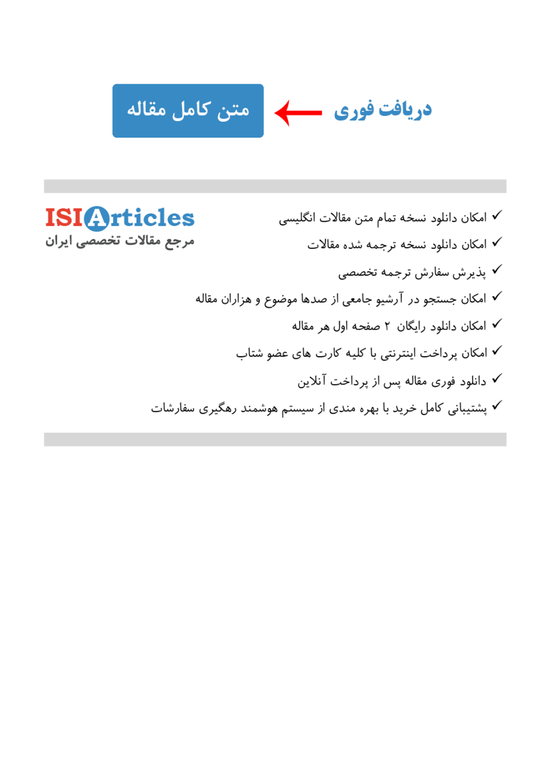دریافت فوری ← متن کامل مقاله

**ISIArticles**
مرجع مقالات تخصصی ایران

- ✓ امکان دانلود نسخه تمام متن مقالات انگلیسی
- ✓ امکان دانلود نسخه ترجمه شده مقالات
- ✓ پذیرش سفارش ترجمه تخصصی
- ✓ امکان جستجو در آرشیو جامعی از صدها موضوع و هزاران مقاله
- ✓ امکان دانلود رایگان ۲ صفحه اول هر مقاله
- ✓ امکان پرداخت اینترنتی با کلیه کارت های عضو شتاب
- ✓ دانلود فوری مقاله پس از پرداخت آنلاین
- ✓ پشتیبانی کامل خرید با بهره مندی از سیستم هوشمند رهگیری سفارشات